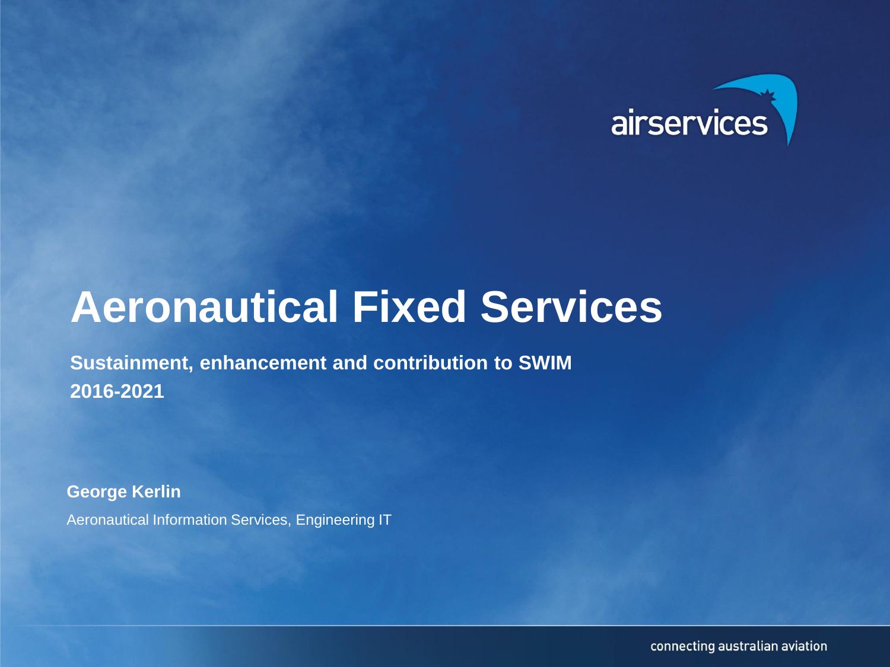# Aeronautical Fixed Services

**Sustainment, enhancement and contribution to SWIM**
**2016-2021**

**George Kerlin**

Aeronautical Information Services, Engineering IT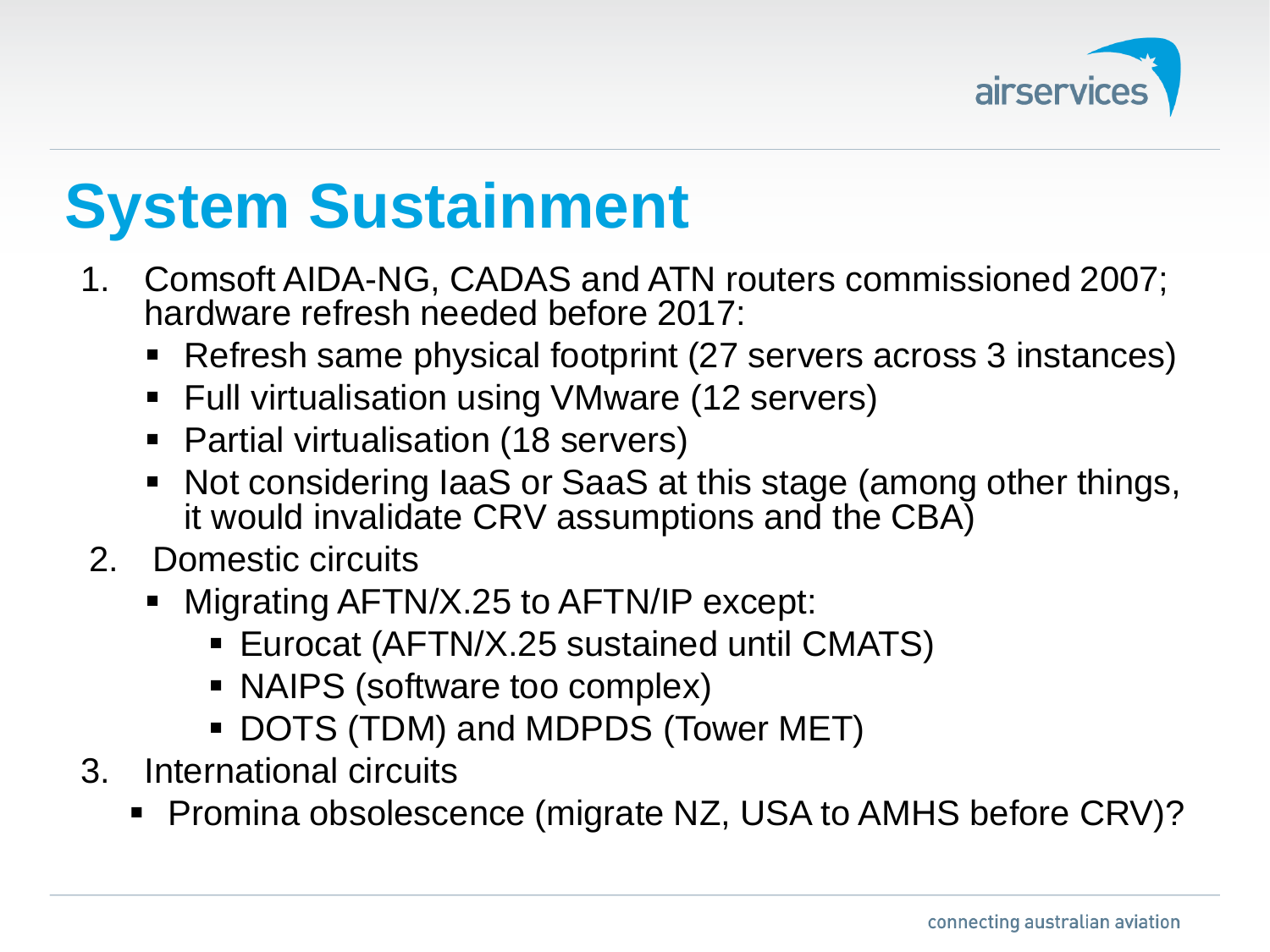# System Sustainment

1. Comsoft AIDA-NG, CADAS and ATN routers commissioned 2007; hardware refresh needed before 2017:
   - Refresh same physical footprint (27 servers across 3 instances)
   - Full virtualisation using VMware (12 servers)
   - Partial virtualisation (18 servers)
   - Not considering IaaS or SaaS at this stage (among other things, it would invalidate CRV assumptions and the CBA)
2. Domestic circuits
   - Migrating AFTN/X.25 to AFTN/IP except:
     - Eurocat (AFTN/X.25 sustained until CMATS)
     - NAIPS (software too complex)
     - DOTS (TDM) and MDPDS (Tower MET)
3. International circuits
   - Promina obsolescence (migrate NZ, USA to AMHS before CRV)?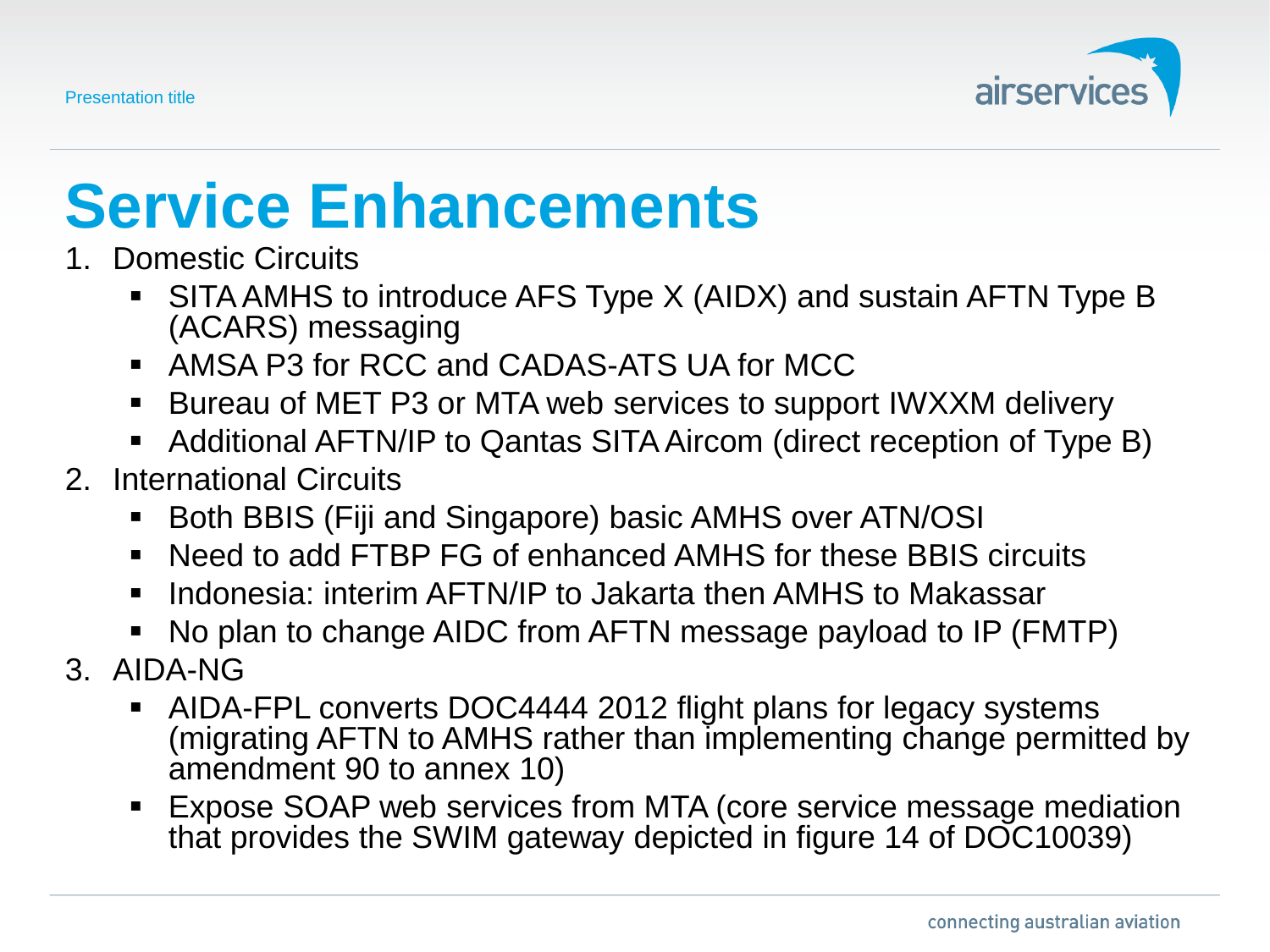# Service Enhancements

1. Domestic Circuits
   - SITA AMHS to introduce AFS Type X (AIDX) and sustain AFTN Type B (ACARS) messaging
   - AMSA P3 for RCC and CADAS-ATS UA for MCC
   - Bureau of MET P3 or MTA web services to support IWXXM delivery
   - Additional AFTN/IP to Qantas SITA Aircom (direct reception of Type B)
2. International Circuits
   - Both BBIS (Fiji and Singapore) basic AMHS over ATN/OSI
   - Need to add FTBP FG of enhanced AMHS for these BBIS circuits
   - Indonesia: interim AFTN/IP to Jakarta then AMHS to Makassar
   - No plan to change AIDC from AFTN message payload to IP (FMTP)
3. AIDA-NG
   - AIDA-FPL converts DOC4444 2012 flight plans for legacy systems (migrating AFTN to AMHS rather than implementing change permitted by amendment 90 to annex 10)
   - Expose SOAP web services from MTA (core service message mediation that provides the SWIM gateway depicted in figure 14 of DOC10039)